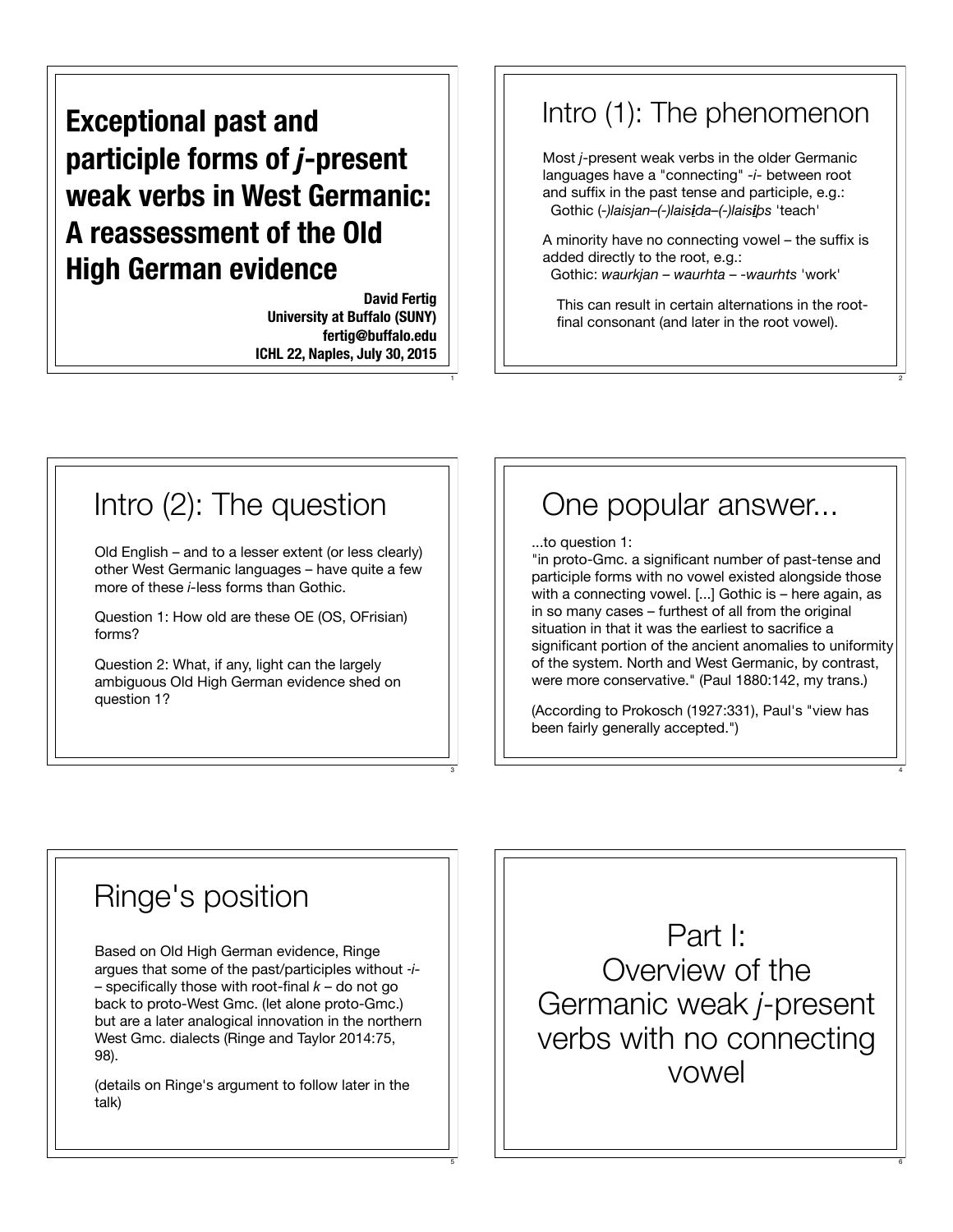# Exceptional past and participle forms of *j*-present weak verbs in West Germanic: A reassessment of the Old High German evidence

**David Fertig**
**University at Buffalo (SUNY)**
**fertig@buffalo.edu**
**ICHL 22, Naples, July 30, 2015**

## Intro (1): The phenomenon

Most *j*-present weak verbs in the older Germanic languages have a "connecting" *-i-* between root and suffix in the past tense and participle, e.g.:
Gothic *(-)laisjan–(-)lais**i**da–(-)lais**i**þs* 'teach'

A minority have no connecting vowel – the suffix is added directly to the root, e.g.:
Gothic: *waurkjan – waurhta – -waurhts* 'work'

This can result in certain alternations in the root-final consonant (and later in the root vowel).

## Intro (2): The question

Old English – and to a lesser extent (or less clearly) other West Germanic languages – have quite a few more of these *i*-less forms than Gothic.

Question 1: How old are these OE (OS, OFrisian) forms?

Question 2: What, if any, light can the largely ambiguous Old High German evidence shed on question 1?

## One popular answer...

...to question 1:
"in proto-Gmc. a significant number of past-tense and participle forms with no vowel existed alongside those with a connecting vowel. [...] Gothic is – here again, as in so many cases – furthest of all from the original situation in that it was the earliest to sacrifice a significant portion of the ancient anomalies to uniformity of the system. North and West Germanic, by contrast, were more conservative." (Paul 1880:142, my trans.)

(According to Prokosch (1927:331), Paul's "view has been fairly generally accepted.")

## Ringe's position

Based on Old High German evidence, Ringe argues that some of the past/participles without *-i-* – specifically those with root-final *k* – do not go back to proto-West Gmc. (let alone proto-Gmc.) but are a later analogical innovation in the northern West Gmc. dialects (Ringe and Taylor 2014:75, 98).

(details on Ringe's argument to follow later in the talk)

## Part I: Overview of the Germanic weak *j*-present verbs with no connecting vowel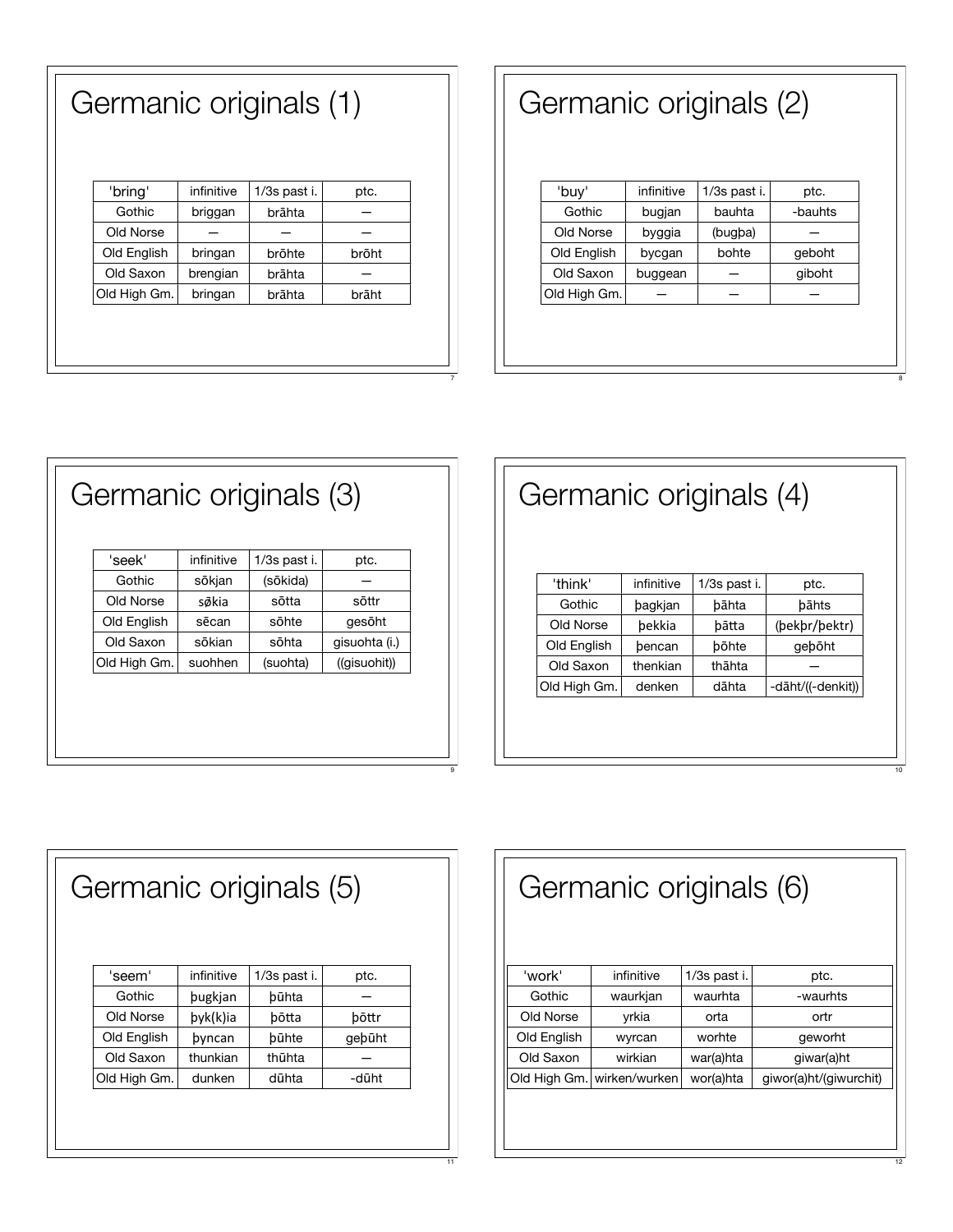# Germanic originals (1)

| 'bring' | infinitive | 1/3s past i. | ptc. |
|---|---|---|---|
| Gothic | briggan | brāhta | — |
| Old Norse | — | — | — |
| Old English | bringan | brōhte | brōht |
| Old Saxon | brengian | brāhta | — |
| Old High Gm. | bringan | brāhta | brāht |

# Germanic originals (2)

| 'buy' | infinitive | 1/3s past i. | ptc. |
|---|---|---|---|
| Gothic | bugjan | bauhta | -bauhts |
| Old Norse | byggia | (bugþa) | — |
| Old English | bycgan | bohte | geboht |
| Old Saxon | buggean | — | giboht |
| Old High Gm. | — | — | — |

# Germanic originals (3)

| 'seek' | infinitive | 1/3s past i. | ptc. |
|---|---|---|---|
| Gothic | sōkjan | (sōkida) | — |
| Old Norse | søkia | sōtta | sōttr |
| Old English | sēcan | sōhte | gesōht |
| Old Saxon | sōkian | sōhta | gisuohta (i.) |
| Old High Gm. | suohhen | (suohta) | ((gisuohit)) |

# Germanic originals (4)

| 'think' | infinitive | 1/3s past i. | ptc. |
|---|---|---|---|
| Gothic | þagkjan | þāhta | þāhts |
| Old Norse | þekkia | þātta | (þekþr/þektr) |
| Old English | þencan | þōhte | geþōht |
| Old Saxon | thenkian | thāhta | — |
| Old High Gm. | denken | dāhta | -dāht/((-denkit)) |

# Germanic originals (5)

| 'seem' | infinitive | 1/3s past i. | ptc. |
|---|---|---|---|
| Gothic | þugkjan | þūhta | — |
| Old Norse | þyk(k)ia | þōtta | þōttr |
| Old English | þyncan | þūhte | geþūht |
| Old Saxon | thunkian | thūhta | — |
| Old High Gm. | dunken | dūhta | -dūht |

# Germanic originals (6)

| 'work' | infinitive | 1/3s past i. | ptc. |
|---|---|---|---|
| Gothic | waurkjan | waurhta | -waurhts |
| Old Norse | yrkia | orta | ortr |
| Old English | wyrcan | worhte | geworht |
| Old Saxon | wirkian | war(a)hta | giwar(a)ht |
| Old High Gm. | wirken/wurken | wor(a)hta | giwor(a)ht/(giwurchit) |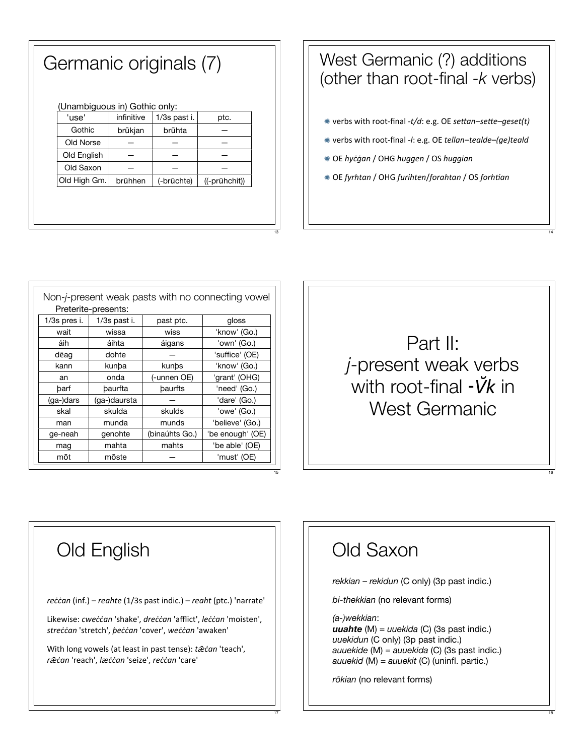# Germanic originals (7)

(Unambiguous in) Gothic only:

| 'use' | infinitive | 1/3s past i. | ptc. |
|---|---|---|---|
| Gothic | brūkjan | brūhta | — |
| Old Norse | — | — | — |
| Old English | — | — | — |
| Old Saxon | — | — | — |
| Old High Gm. | brūhhen | (-brūchte) | ((-prūhchit)) |

# West Germanic (?) additions (other than root-final *-k* verbs)

- verbs with root-final *-t/d*: e.g. OE *settan–sette–geset(t)*
- verbs with root-final *-l*: e.g. OE *tellan–tealde–(ge)teald*
- OE *hyċġan* / OHG *huggen* / OS *huggian*
- OE *fyrhtan* / OHG *furihten/forahtan* / OS *forhtian*

# Non-*j*-present weak pasts with no connecting vowel

Preterite-presents:

| 1/3s pres i. | 1/3s past i. | past ptc. | gloss |
|---|---|---|---|
| wait | wissa | wiss | 'know' (Go.) |
| áih | áihta | áigans | 'own' (Go.) |
| dēag | dohte | — | 'suffice' (OE) |
| kann | kunþa | kunþs | 'know' (Go.) |
| an | onda | (-unnen OE) | 'grant' (OHG) |
| þarf | þaurfta | þaurfts | 'need' (Go.) |
| (ga-)dars | (ga-)daursta | — | 'dare' (Go.) |
| skal | skulda | skulds | 'owe' (Go.) |
| man | munda | munds | 'believe' (Go.) |
| ge-neah | genohte | (binaúhts Go.) | 'be enough' (OE) |
| mag | mahta | mahts | 'be able' (OE) |
| mōt | mōste | — | 'must' (OE) |

# Part II: *j*-present weak verbs with root-final *-V̆k* in West Germanic

# Old English

*reċċan* (inf.) – *reahte* (1/3s past indic.) – *reaht* (ptc.) 'narrate'

Likewise: *cweċċan* 'shake', *dreċċan* 'afflict', *leċċan* 'moisten', *streċċan* 'stretch', *þeċċan* 'cover', *weċċan* 'awaken'

With long vowels (at least in past tense): *tǣċan* 'teach', *rǣċan* 'reach', *lǣċċan* 'seize', *reċċan* 'care'

# Old Saxon

*rekkian* – *rekidun* (C only) (3p past indic.)

*bi-thekkian* (no relevant forms)

*(a-)wekkian*:
***uuahte*** (M) = *uuekida* (C) (3s past indic.)
*uuekidun* (C only) (3p past indic.)
*auuekide* (M) = *auuekida* (C) (3s past indic.)
*auuekid* (M) = *auuekit* (C) (uninfl. partic.)

*rôkian* (no relevant forms)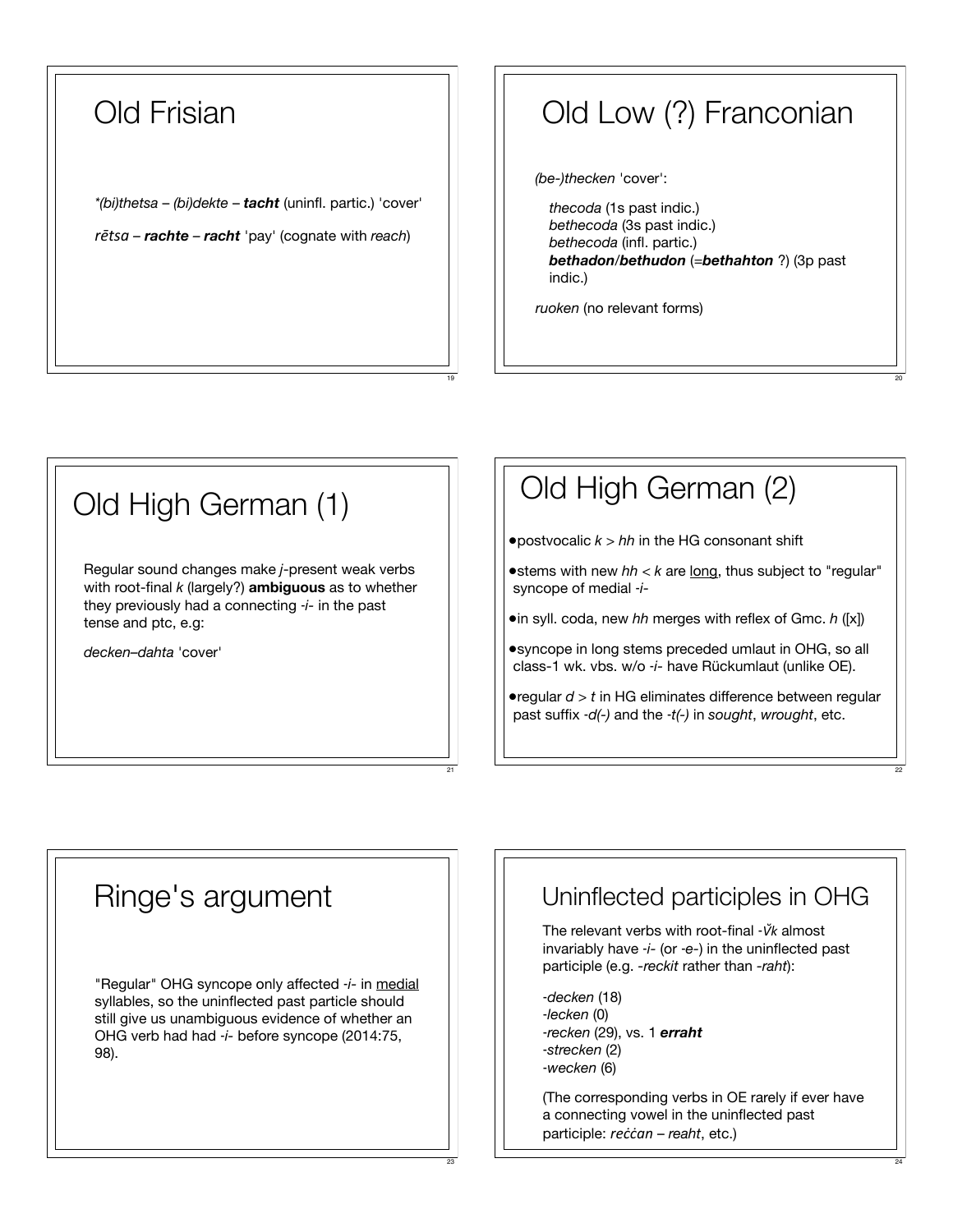## Old Frisian

*\*(bi)thetsa* – *(bi)dekte* – ***tacht*** (uninfl. partic.) 'cover'

*rētsa* – ***rachte*** – ***racht*** 'pay' (cognate with *reach*)

## Old Low (?) Franconian

*(be-)thecken* 'cover':

- *thecoda* (1s past indic.)
- *bethecoda* (3s past indic.)
- *bethecoda* (infl. partic.)
- ***bethadon*/*bethudon*** (=***bethahton*** ?) (3p past indic.)

*ruoken* (no relevant forms)

## Old High German (1)

Regular sound changes make *j*-present weak verbs with root-final *k* (largely?) **ambiguous** as to whether they previously had a connecting *-i-* in the past tense and ptc, e.g:

*decken*–*dahta* 'cover'

## Old High German (2)

- postvocalic *k* > *hh* in the HG consonant shift
- stems with new *hh* < *k* are long, thus subject to "regular" syncope of medial *-i-*
- in syll. coda, new *hh* merges with reflex of Gmc. *h* ([x])
- syncope in long stems preceded umlaut in OHG, so all class-1 wk. vbs. w/o *-i-* have Rückumlaut (unlike OE).
- regular *d* > *t* in HG eliminates difference between regular past suffix *-d(-)* and the *-t(-)* in *sought*, *wrought*, etc.

## Ringe's argument

"Regular" OHG syncope only affected *-i-* in medial syllables, so the uninflected past particle should still give us unambiguous evidence of whether an OHG verb had had *-i-* before syncope (2014:75, 98).

## Uninflected participles in OHG

The relevant verbs with root-final *-V̆k* almost invariably have *-i-* (or *-e-*) in the uninflected past participle (e.g. *-reckit* rather than *-raht*):

- *-decken* (18)
- *-lecken* (0)
- *-recken* (29), vs. 1 ***erraht***
- *-strecken* (2)
- *-wecken* (6)

(The corresponding verbs in OE rarely if ever have a connecting vowel in the uninflected past participle: *reċċan* – *reaht*, etc.)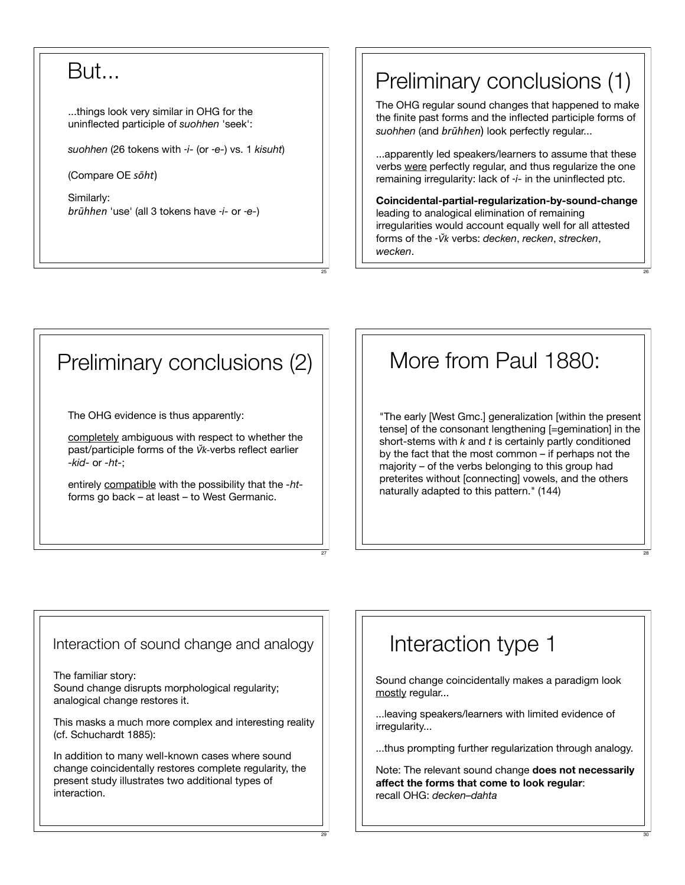## But...

...things look very similar in OHG for the uninflected participle of *suohhen* 'seek':

*suohhen* (26 tokens with *-i-* (or *-e-*) vs. 1 *kisuht*)

(Compare OE *sōht*)

Similarly:
*brūhhen* 'use' (all 3 tokens have *-i-* or *-e-*)

## Preliminary conclusions (1)

The OHG regular sound changes that happened to make the finite past forms and the inflected participle forms of *suohhen* (and *brūhhen*) look perfectly regular...

...apparently led speakers/learners to assume that these verbs <u>were</u> perfectly regular, and thus regularize the one remaining irregularity: lack of *-i-* in the uninflected ptc.

**Coincidental-partial-regularization-by-sound-change** leading to analogical elimination of remaining irregularities would account equally well for all attested forms of the *-V̆k* verbs: *decken*, *recken*, *strecken*, *wecken*.

## Preliminary conclusions (2)

The OHG evidence is thus apparently:

<u>completely</u> ambiguous with respect to whether the past/participle forms of the *V̆k*-verbs reflect earlier *-kid-* or *-ht-*;

entirely <u>compatible</u> with the possibility that the *-ht-* forms go back – at least – to West Germanic.

## More from Paul 1880:

"The early [West Gmc.] generalization [within the present tense] of the consonant lengthening [=gemination] in the short-stems with *k* and *t* is certainly partly conditioned by the fact that the most common – if perhaps not the majority – of the verbs belonging to this group had preterites without [connecting] vowels, and the others naturally adapted to this pattern." (144)

## Interaction of sound change and analogy

The familiar story:
Sound change disrupts morphological regularity; analogical change restores it.

This masks a much more complex and interesting reality (cf. Schuchardt 1885):

In addition to many well-known cases where sound change coincidentally restores complete regularity, the present study illustrates two additional types of interaction.

## Interaction type 1

Sound change coincidentally makes a paradigm look <u>mostly</u> regular...

...leaving speakers/learners with limited evidence of irregularity...

...thus prompting further regularization through analogy.

Note: The relevant sound change **does not necessarily affect the forms that come to look regular**:
recall OHG: *decken–dahta*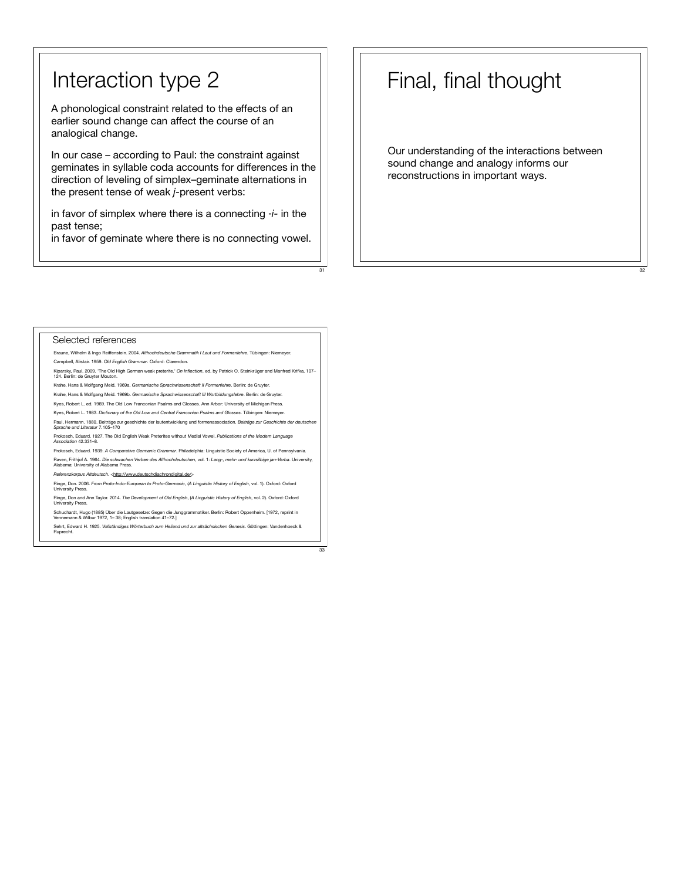# Interaction type 2

A phonological constraint related to the effects of an earlier sound change can affect the course of an analogical change.

In our case – according to Paul: the constraint against geminates in syllable coda accounts for differences in the direction of leveling of simplex–geminate alternations in the present tense of weak *j*-present verbs:

in favor of simplex where there is a connecting *-i-* in the past tense;
in favor of geminate where there is no connecting vowel.

# Final, final thought

Our understanding of the interactions between sound change and analogy informs our reconstructions in important ways.

## Selected references

Braune, Wilhelm & Ingo Reiffenstein. 2004. *Althochdeutsche Grammatik I Laut und Formenlehre*. Tübingen: Niemeyer.

Campbell, Alistair. 1959. *Old English Grammar*. Oxford: Clarendon.

Kiparsky, Paul. 2009. 'The Old High German weak preterite.' *On Inflection*, ed. by Patrick O. Steinkrüger and Manfred Krifka, 107–124. Berlin: de Gruyter Mouton.

Krahe, Hans & Wolfgang Meid. 1969a. *Germanische Sprachwissenschaft II Formenlehre*. Berlin: de Gruyter.

Krahe, Hans & Wolfgang Meid. 1969b. *Germanische Sprachwissenschaft III Wortbildungslehre*. Berlin: de Gruyter.

Kyes, Robert L. ed. 1969. The Old Low Franconian Psalms and Glosses. Ann Arbor: University of Michigan Press.

Kyes, Robert L. 1983. *Dictionary of the Old Low and Central Franconian Psalms and Glosses*. Tübingen: Niemeyer.

Paul, Hermann. 1880. Beiträge zur geschichte der lautentwicklung und formenassociation. *Beiträge zur Geschichte der deutschen Sprache und Literatur* 7.105–170

Prokosch, Eduard. 1927. The Old English Weak Preterites without Medial Vowel. *Publications of the Modern Language Association* 42.331–8.

Prokosch, Eduard. 1939. *A Comparative Germanic Grammar*. Philadelphia: Linguistic Society of America, U. of Pennsylvania.

Raven, Frithjof A. 1964. *Die schwachen Verben des Althochdeutschen*, vol. 1: *Lang-, mehr- und kurzsilbige jan-Verba*. University, Alabama: University of Alabama Press.

*Referenzkorpus Altdeutsch*. <http://www.deutschdiachrondigital.de/>

Ringe, Don. 2006. *From Proto-Indo-European to Proto-Germanic*, (*A Linguistic History of English*, vol. 1). Oxford: Oxford University Press.

Ringe, Don and Ann Taylor. 2014. *The Development of Old English*, (*A Linguistic History of English*, vol. 2). Oxford: Oxford University Press.

Schuchardt, Hugo (1885) Über die Lautgesetze: Gegen die Junggrammatiker. Berlin: Robert Oppenheim. [1972, reprint in Vennemann & Wilbur 1972, 1– 38; English translation 41–72.]

Sehrt, Edward H. 1925. *Vollständiges Wörterbuch zum Heliand und zur altsächsischen Genesis*. Göttingen: Vandenhoeck & Ruprecht.